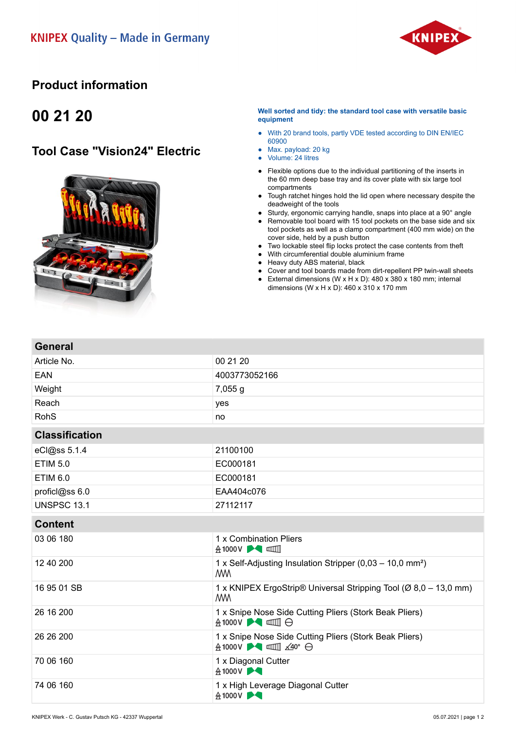KNIPEX Quality – Made in Germany

# Product information

## 00 21 20

## Tool Case "Vision24" Electric

**Well sorted and tidy: the standard tool case with versatile basic equipment**

- With 20 brand tools, partly VDE tested according to DIN EN/IEC 60900
- Max. payload: 20 kg
- Volume: 24 litres

- Flexible options due to the individual partitioning of the inserts in the 60 mm deep base tray and its cover plate with six large tool compartments
- Tough ratchet hinges hold the lid open where necessary despite the deadweight of the tools
- Sturdy, ergonomic carrying handle, snaps into place at a 90° angle
- Removable tool board with 15 tool pockets on the base side and six tool pockets as well as a clamp compartment (400 mm wide) on the cover side, held by a push button
- Two lockable steel flip locks protect the case contents from theft
- With circumferential double aluminium frame
- Heavy duty ABS material, black
- Cover and tool boards made from dirt-repellent PP twin-wall sheets
- External dimensions (W x H x D): 480 x 380 x 180 mm; internal dimensions (W x H x D): 460 x 310 x 170 mm

| General | |
|---|---|
| Article No. | 00 21 20 |
| EAN | 4003773052166 |
| Weight | 7,055 g |
| Reach | yes |
| RohS | no |

| Classification | |
|---|---|
| eCl@ss 5.1.4 | 21100100 |
| ETIM 5.0 | EC000181 |
| ETIM 6.0 | EC000181 |
| proficl@ss 6.0 | EAA404c076 |
| UNSPSC 13.1 | 27112117 |

| Content | |
|---|---|
| 03 06 180 | 1 x Combination Pliers 1000V |
| 12 40 200 | 1 x Self-Adjusting Insulation Stripper (0,03 – 10,0 mm²) |
| 16 95 01 SB | 1 x KNIPEX ErgoStrip® Universal Stripping Tool (Ø 8,0 – 13,0 mm) |
| 26 16 200 | 1 x Snipe Nose Side Cutting Pliers (Stork Beak Pliers) 1000V |
| 26 26 200 | 1 x Snipe Nose Side Cutting Pliers (Stork Beak Pliers) 1000V 40° |
| 70 06 160 | 1 x Diagonal Cutter 1000V |
| 74 06 160 | 1 x High Leverage Diagonal Cutter 1000V |

KNIPEX Werk - C. Gustav Putsch KG - 42337 Wuppertal

05.07.2021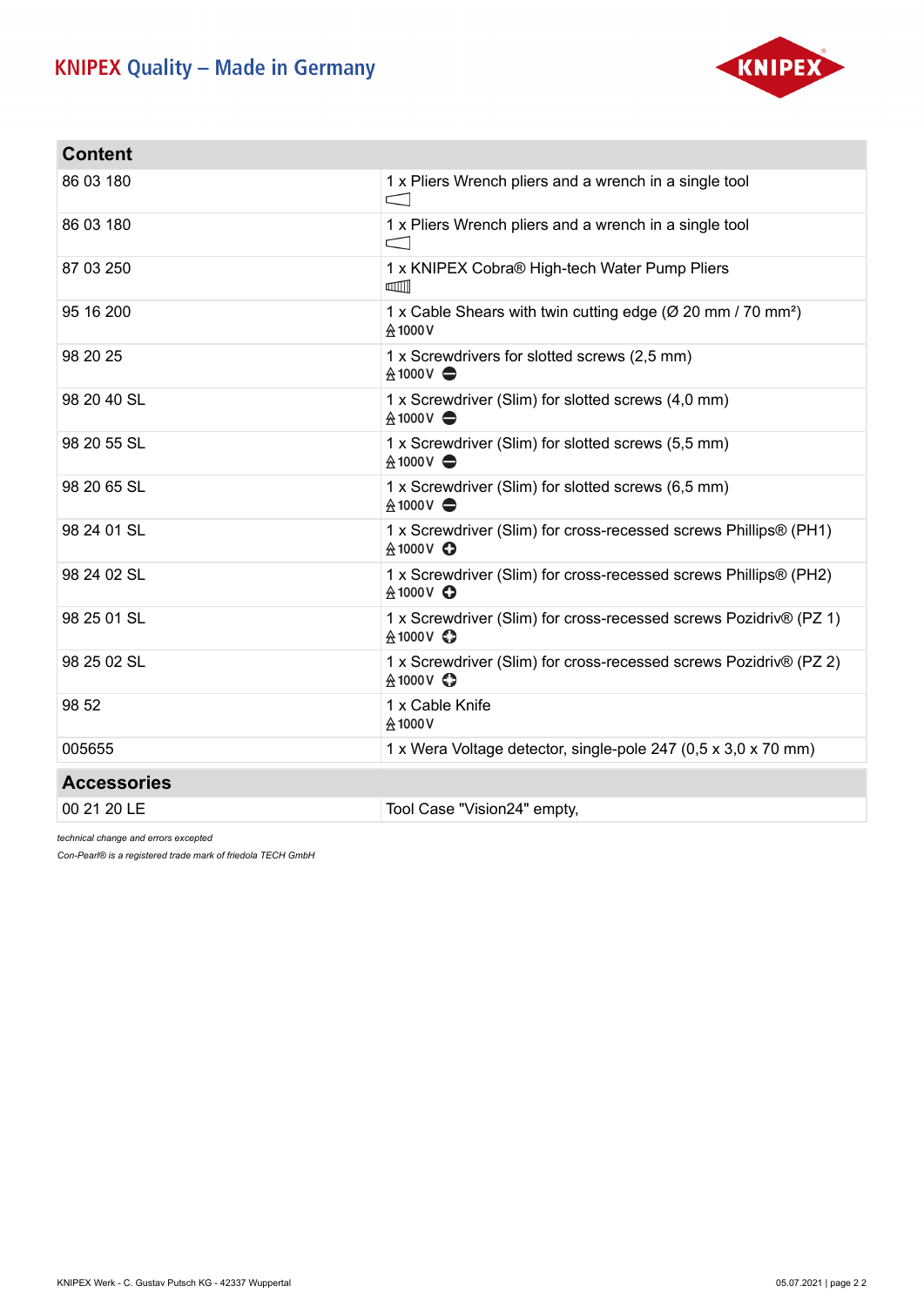| Content | |
|---|---|
| 86 03 180 | 1 x Pliers Wrench pliers and a wrench in a single tool |
| 86 03 180 | 1 x Pliers Wrench pliers and a wrench in a single tool |
| 87 03 250 | 1 x KNIPEX Cobra® High-tech Water Pump Pliers |
| 95 16 200 | 1 x Cable Shears with twin cutting edge (Ø 20 mm / 70 mm²) 1000 V |
| 98 20 25 | 1 x Screwdrivers for slotted screws (2,5 mm) 1000 V |
| 98 20 40 SL | 1 x Screwdriver (Slim) for slotted screws (4,0 mm) 1000 V |
| 98 20 55 SL | 1 x Screwdriver (Slim) for slotted screws (5,5 mm) 1000 V |
| 98 20 65 SL | 1 x Screwdriver (Slim) for slotted screws (6,5 mm) 1000 V |
| 98 24 01 SL | 1 x Screwdriver (Slim) for cross-recessed screws Phillips® (PH1) 1000 V |
| 98 24 02 SL | 1 x Screwdriver (Slim) for cross-recessed screws Phillips® (PH2) 1000 V |
| 98 25 01 SL | 1 x Screwdriver (Slim) for cross-recessed screws Pozidriv® (PZ 1) 1000 V |
| 98 25 02 SL | 1 x Screwdriver (Slim) for cross-recessed screws Pozidriv® (PZ 2) 1000 V |
| 98 52 | 1 x Cable Knife 1000 V |
| 005655 | 1 x Wera Voltage detector, single-pole 247 (0,5 x 3,0 x 70 mm) |

| Accessories | |
|---|---|
| 00 21 20 LE | Tool Case "Vision24" empty, |

*technical change and errors excepted*

*Con-Pearl® is a registered trade mark of friedola TECH GmbH*